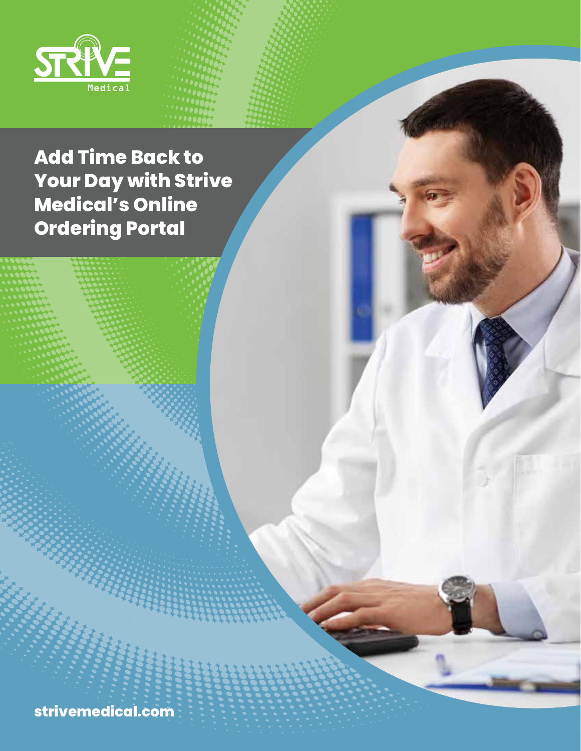STRIVE Medical

# Add Time Back to Your Day with Strive Medical's Online Ordering Portal

strivemedical.com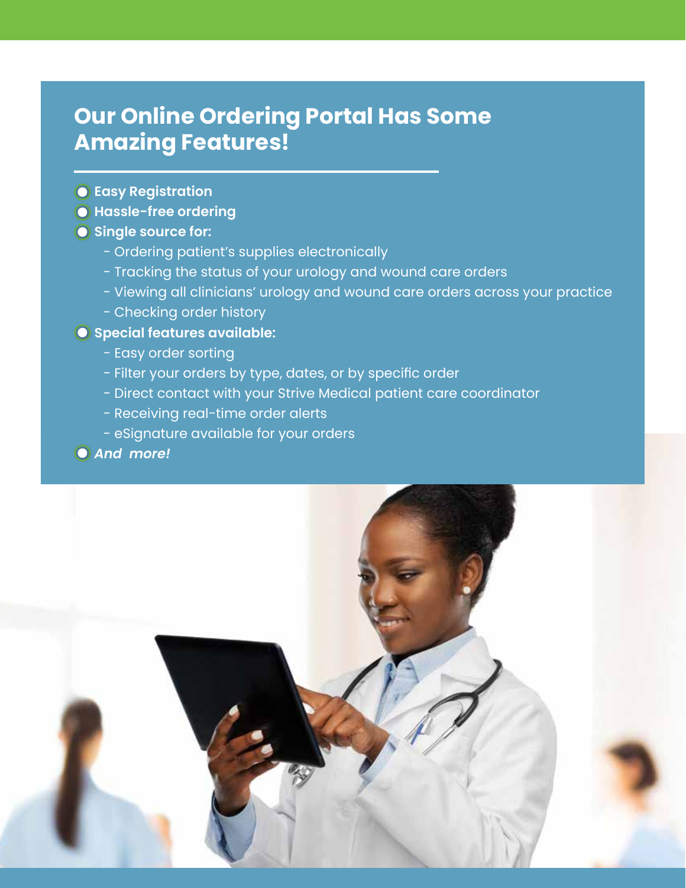## Our Online Ordering Portal Has Some Amazing Features!

- **Easy Registration**
- **Hassle-free ordering**
- **Single source for:**
  - Ordering patient's supplies electronically
  - Tracking the status of your urology and wound care orders
  - Viewing all clinicians' urology and wound care orders across your practice
  - Checking order history
- **Special features available:**
  - Easy order sorting
  - Filter your orders by type, dates, or by specific order
  - Direct contact with your Strive Medical patient care coordinator
  - Receiving real-time order alerts
  - eSignature available for your orders
- ***And more!***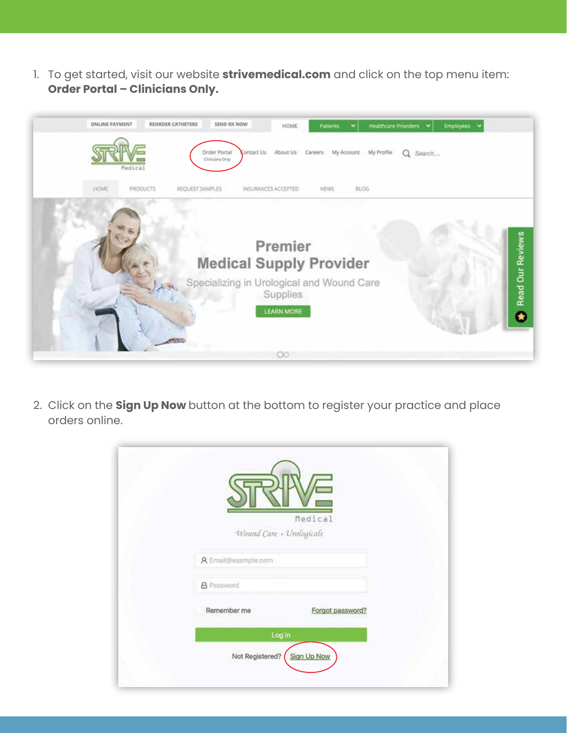1. To get started, visit our website **strivemedical.com** and click on the top menu item: **Order Portal – Clinicians Only.**

2. Click on the **Sign Up Now** button at the bottom to register your practice and place orders online.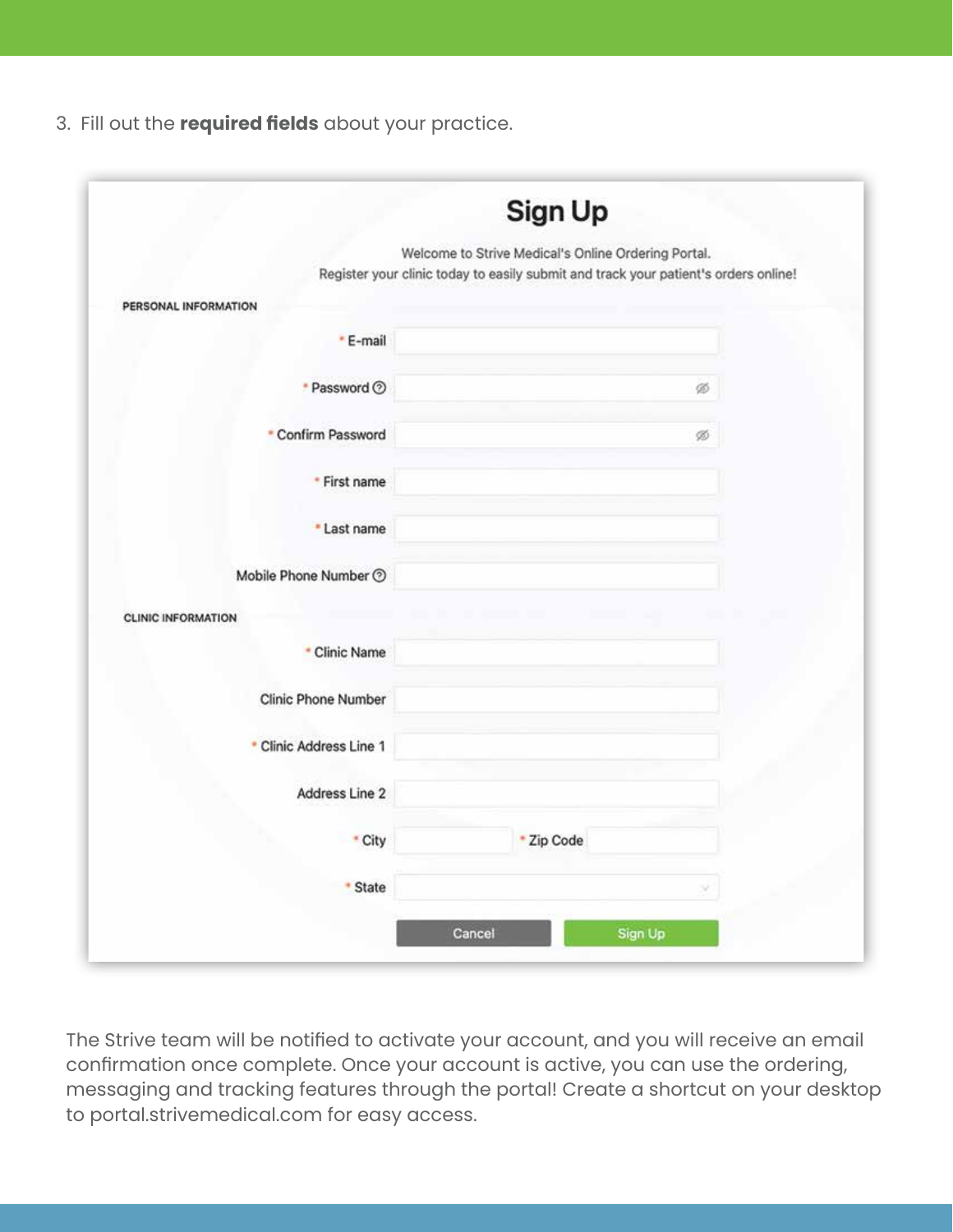3. Fill out the **required fields** about your practice.

**Sign Up**

Welcome to Strive Medical's Online Ordering Portal.
Register your clinic today to easily submit and track your patient's orders online!

PERSONAL INFORMATION

- * E-mail
- * Password
- * Confirm Password
- * First name
- * Last name
- Mobile Phone Number

CLINIC INFORMATION

- * Clinic Name
- Clinic Phone Number
- * Clinic Address Line 1
- Address Line 2
- * City
- * Zip Code
- * State

Cancel | Sign Up

The Strive team will be notified to activate your account, and you will receive an email confirmation once complete. Once your account is active, you can use the ordering, messaging and tracking features through the portal! Create a shortcut on your desktop to portal.strivemedical.com for easy access.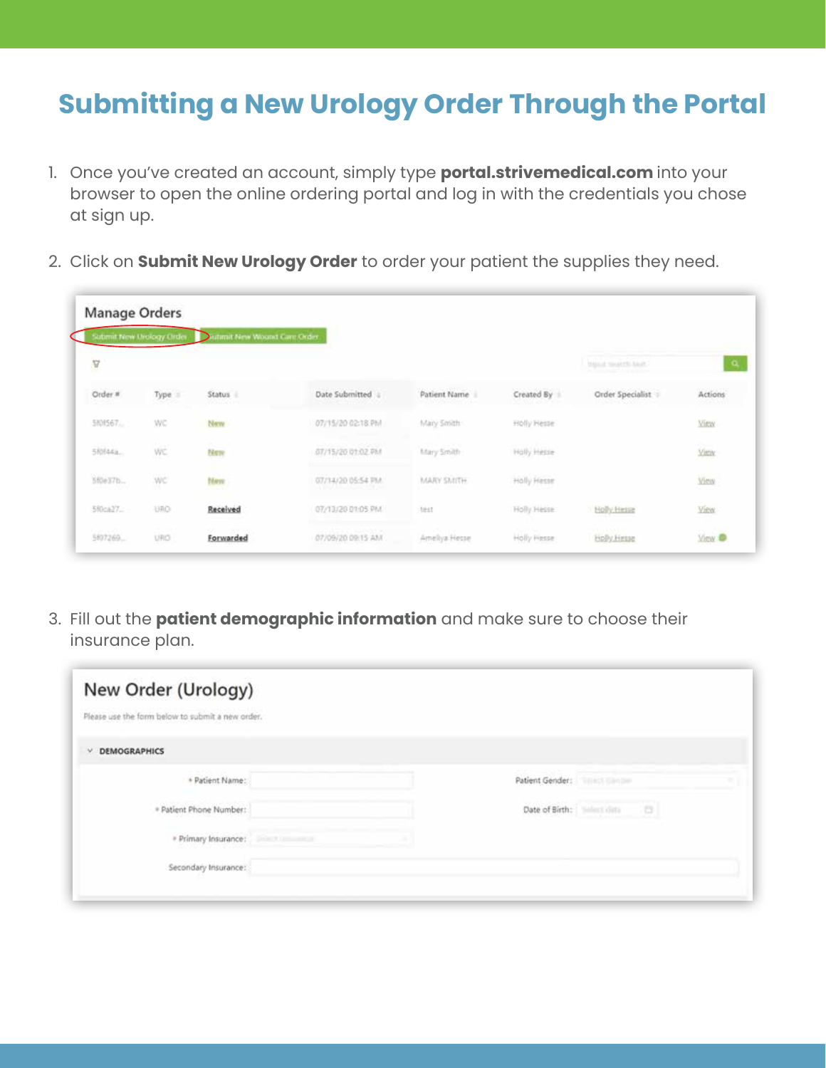# Submitting a New Urology Order Through the Portal

1. Once you've created an account, simply type **portal.strivemedical.com** into your browser to open the online ordering portal and log in with the credentials you chose at sign up.

2. Click on **Submit New Urology Order** to order your patient the supplies they need.

Manage Orders

Submit New Urology Order | Submit New Wound Care Order

| Order # | Type | Status | Date Submitted | Patient Name | Created By | Order Specialist | Actions |
|---|---|---|---|---|---|---|---|
| 5f0f567... | WC | New | 07/15/20 02:18 PM | Mary Smith | Holly Hesse | | View |
| 5f0f44a... | WC | New | 07/15/20 01:02 PM | Mary Smith | Holly Hesse | | View |
| 5f0e37b... | WC | New | 07/14/20 05:54 PM | MARY SMITH | Holly Hesse | | View |
| 5f0ca27... | URO | Received | 07/13/20 01:05 PM | test | Holly Hesse | Holly Hesse | View |
| 5f07269... | URO | Forwarded | 07/09/20 09:15 AM | Ameliya Hesse | Holly Hesse | Holly Hesse | View |

3. Fill out the **patient demographic information** and make sure to choose their insurance plan.

New Order (Urology)

Please use the form below to submit a new order.

DEMOGRAPHICS

- \* Patient Name:
- Patient Gender: Select Gender
- \* Patient Phone Number:
- Date of Birth: Select date
- \* Primary Insurance: Select Insurance
- Secondary Insurance: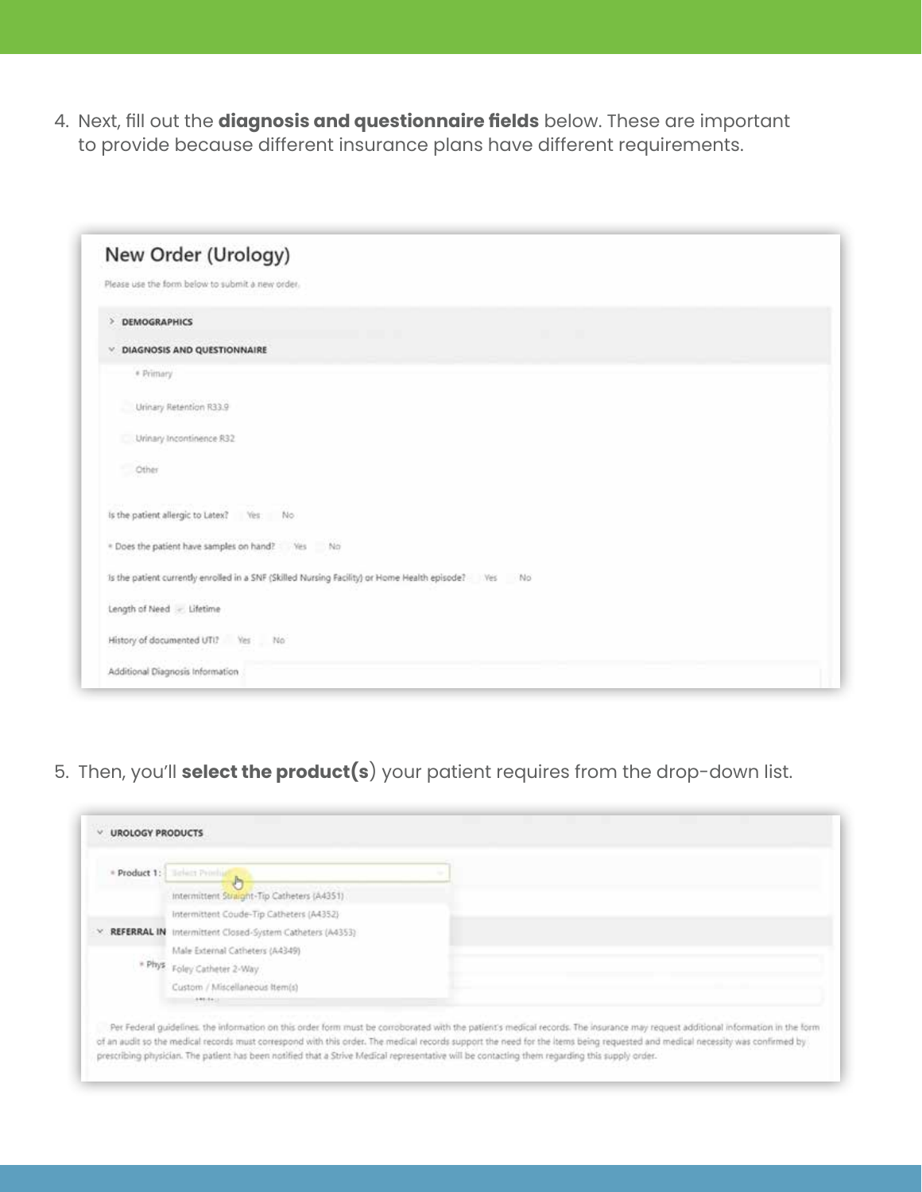4. Next, fill out the **diagnosis and questionnaire fields** below. These are important to provide because different insurance plans have different requirements.

New Order (Urology)

Please use the form below to submit a new order.

› DEMOGRAPHICS

⌄ DIAGNOSIS AND QUESTIONNAIRE

* Primary

Urinary Retention R33.9

Urinary Incontinence R32

Other

Is the patient allergic to Latex? Yes No

* Does the patient have samples on hand? Yes No

Is the patient currently enrolled in a SNF (Skilled Nursing Facility) or Home Health episode? Yes No

Length of Need Lifetime

History of documented UTI? Yes No

Additional Diagnosis Information

5. Then, you'll **select the product(s**) your patient requires from the drop-down list.

⌄ UROLOGY PRODUCTS

* Product 1: Select Product

Intermittent Straight-Tip Catheters (A4351)

Intermittent Coude-Tip Catheters (A4352)

Intermittent Closed-System Catheters (A4353)

Male External Catheters (A4349)

Foley Catheter 2-Way

Custom / Miscellaneous Item(s)

⌄ REFERRAL IN

* Phys

Per Federal guidelines, the information on this order form must be corroborated with the patient's medical records. The insurance may request additional information in the form of an audit so the medical records must correspond with this order. The medical records support the need for the items being requested and medical necessity was confirmed by prescribing physician. The patient has been notified that a Strive Medical representative will be contacting them regarding this supply order.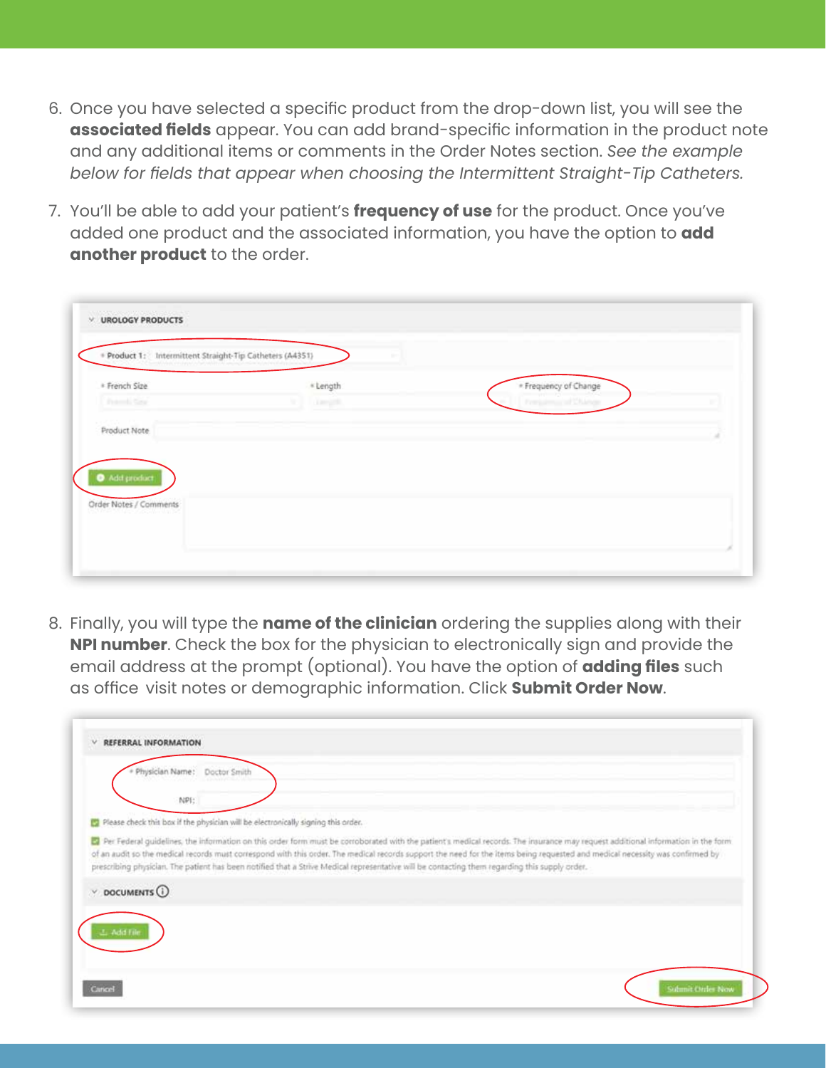6. Once you have selected a specific product from the drop-down list, you will see the **associated fields** appear. You can add brand-specific information in the product note and any additional items or comments in the Order Notes section. *See the example below for fields that appear when choosing the Intermittent Straight-Tip Catheters.*

7. You'll be able to add your patient's **frequency of use** for the product. Once you've added one product and the associated information, you have the option to **add another product** to the order.

UROLOGY PRODUCTS

* Product 1: Intermittent Straight-Tip Catheters (A4351)

* French Size | * Length | * Frequency of Change

Product Note

Add product

Order Notes / Comments

8. Finally, you will type the **name of the clinician** ordering the supplies along with their **NPI number**. Check the box for the physician to electronically sign and provide the email address at the prompt (optional). You have the option of **adding files** such as office visit notes or demographic information. Click **Submit Order Now**.

REFERRAL INFORMATION

* Physician Name: Doctor Smith

NPI:

Please check this box if the physician will be electronically signing this order.

Per Federal guidelines, the information on this order form must be corroborated with the patient's medical records. The insurance may request additional information in the form of an audit so the medical records must correspond with this order. The medical records support the need for the items being requested and medical necessity was confirmed by prescribing physician. The patient has been notified that a Strive Medical representative will be contacting them regarding this supply order.

DOCUMENTS

Add File

Cancel

Submit Order Now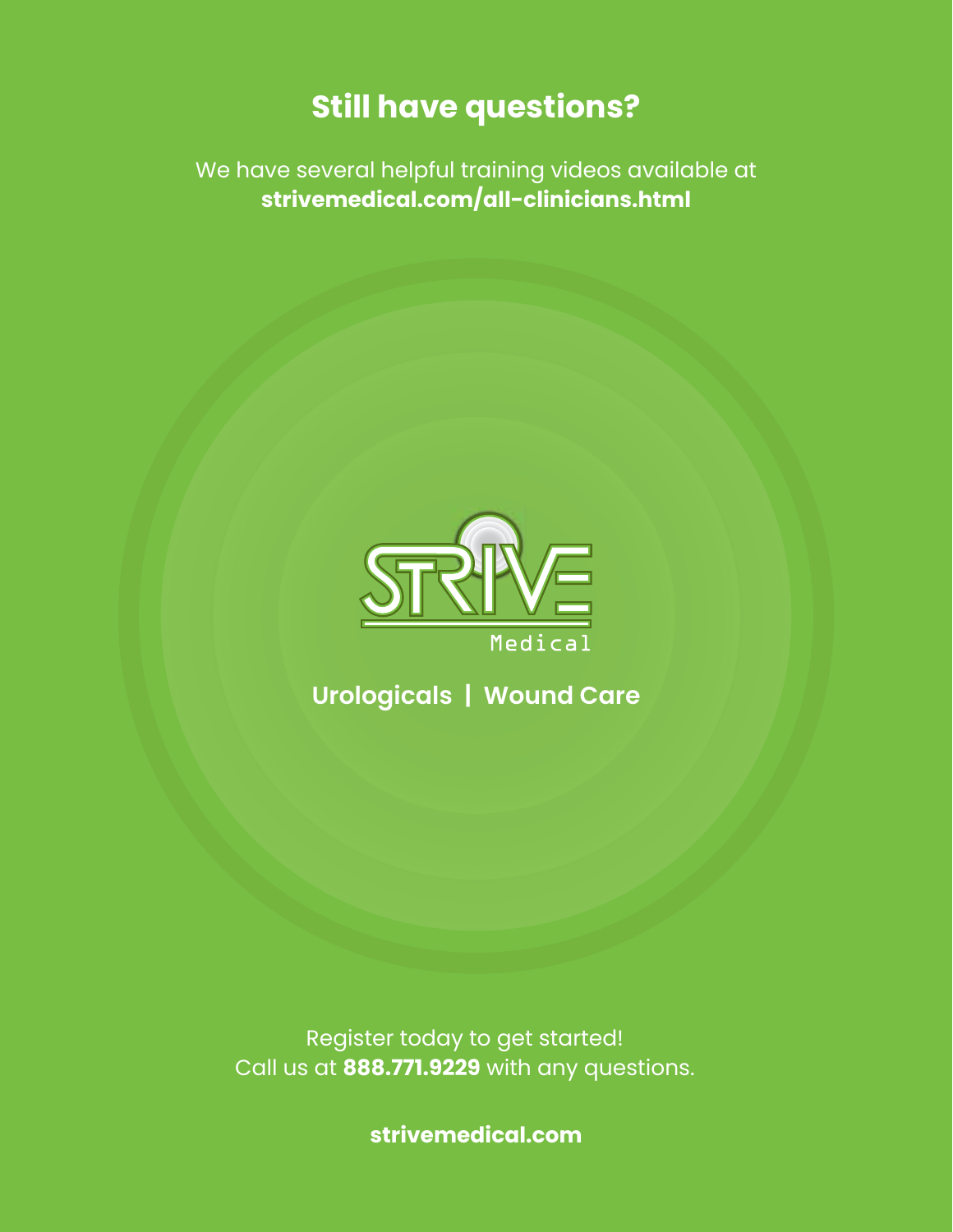## Still have questions?

We have several helpful training videos available at
**strivemedical.com/all-clinicians.html**

STRIVE
Medical

**Urologicals | Wound Care**

Register today to get started!
Call us at **888.771.9229** with any questions.

**strivemedical.com**